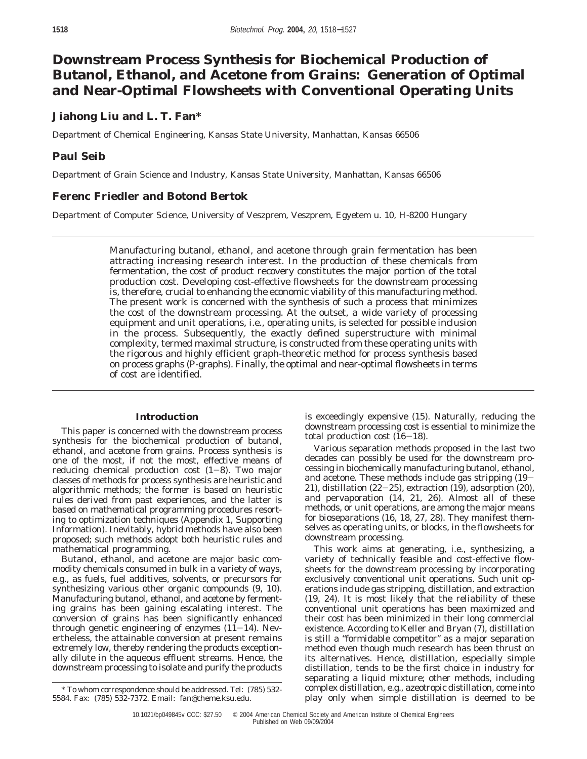# Downstream Process Synthesis for Biochemical Production of Butanol, Ethanol, and Acetone from Grains: Generation of Optimal and Near-Optimal Flowsheets with Conventional Operating Units

**Jiahong Liu and L. T. Fan***

Department of Chemical Engineering, Kansas State University, Manhattan, Kansas 66506

**Paul Seib**

Department of Grain Science and Industry, Kansas State University, Manhattan, Kansas 66506

**Ferenc Friedler and Botond Bertok**

Department of Computer Science, University of Veszprem, Veszprem, Egyetem u. 10, H-8200 Hungary

Manufacturing butanol, ethanol, and acetone through grain fermentation has been attracting increasing research interest. In the production of these chemicals from fermentation, the cost of product recovery constitutes the major portion of the total production cost. Developing cost-effective flowsheets for the downstream processing is, therefore, crucial to enhancing the economic viability of this manufacturing method. The present work is concerned with the synthesis of such a process that minimizes the cost of the downstream processing. At the outset, a wide variety of processing equipment and unit operations, i.e., operating units, is selected for possible inclusion in the process. Subsequently, the exactly defined superstructure with minimal complexity, termed maximal structure, is constructed from these operating units with the rigorous and highly efficient graph-theoretic method for process synthesis based on process graphs (P-graphs). Finally, the optimal and near-optimal flowsheets in terms of cost are identified.

## Introduction

This paper is concerned with the downstream process synthesis for the biochemical production of butanol, ethanol, and acetone from grains. Process synthesis is one of the most, if not the most, effective means of reducing chemical production cost (1−8). Two major classes of methods for process synthesis are heuristic and algorithmic methods; the former is based on heuristic rules derived from past experiences, and the latter is based on mathematical programming procedures resorting to optimization techniques (Appendix 1, Supporting Information). Inevitably, hybrid methods have also been proposed; such methods adopt both heuristic rules and mathematical programming.

Butanol, ethanol, and acetone are major basic commodity chemicals consumed in bulk in a variety of ways, e.g., as fuels, fuel additives, solvents, or precursors for synthesizing various other organic compounds (9, 10). Manufacturing butanol, ethanol, and acetone by fermenting grains has been gaining escalating interest. The conversion of grains has been significantly enhanced through genetic engineering of enzymes (11−14). Nevertheless, the attainable conversion at present remains extremely low, thereby rendering the products exceptionally dilute in the aqueous effluent streams. Hence, the downstream processing to isolate and purify the products is exceedingly expensive (15). Naturally, reducing the downstream processing cost is essential to minimize the total production cost (16−18).

Various separation methods proposed in the last two decades can possibly be used for the downstream processing in biochemically manufacturing butanol, ethanol, and acetone. These methods include gas stripping (19−21), distillation (22−25), extraction (19), adsorption (20), and pervaporation (14, 21, 26). Almost all of these methods, or unit operations, are among the major means for bioseparations (16, 18, 27, 28). They manifest themselves as operating units, or blocks, in the flowsheets for downstream processing.

This work aims at generating, i.e., synthesizing, a variety of technically feasible and cost-effective flowsheets for the downstream processing by incorporating exclusively conventional unit operations. Such unit operations include gas stripping, distillation, and extraction (19, 24). It is most likely that the reliability of these conventional unit operations has been maximized and their cost has been minimized in their long commercial existence. According to Keller and Bryan (7), distillation is still a "formidable competitor" as a major separation method even though much research has been thrust on its alternatives. Hence, distillation, especially simple distillation, tends to be the first choice in industry for separating a liquid mixture; other methods, including complex distillation, e.g., azeotropic distillation, come into play only when simple distillation is deemed to be

\* To whom correspondence should be addressed. Tel: (785) 532-5584. Fax: (785) 532-7372. Email: fan@cheme.ksu.edu.

10.1021/bp049845v CCC: $27.50 © 2004 American Chemical Society and American Institute of Chemical Engineers
Published on Web 09/09/2004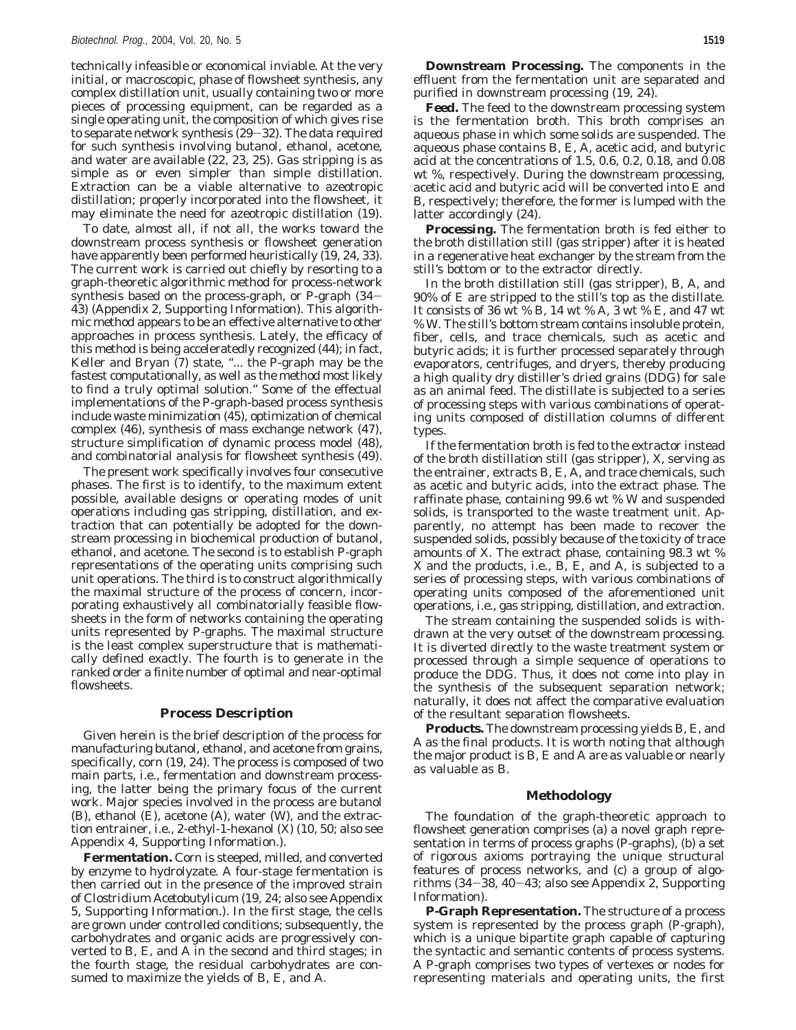technically infeasible or economical inviable. At the very initial, or macroscopic, phase of flowsheet synthesis, any complex distillation unit, usually containing two or more pieces of processing equipment, can be regarded as a single operating unit, the composition of which gives rise to separate network synthesis (29−32). The data required for such synthesis involving butanol, ethanol, acetone, and water are available (22, 23, 25). Gas stripping is as simple as or even simpler than simple distillation. Extraction can be a viable alternative to azeotropic distillation; properly incorporated into the flowsheet, it may eliminate the need for azeotropic distillation (19).

To date, almost all, if not all, the works toward the downstream process synthesis or flowsheet generation have apparently been performed heuristically (19, 24, 33). The current work is carried out chiefly by resorting to a graph-theoretic algorithmic method for process-network synthesis based on the process-graph, or P-graph (34−43) (Appendix 2, Supporting Information). This algorithmic method appears to be an effective alternative to other approaches in process synthesis. Lately, the efficacy of this method is being accelerated recognized (44); in fact, Keller and Bryan (7) state, "... the P-graph may be the fastest computationally, as well as the method most likely to find a truly optimal solution." Some of the effectual implementations of the P-graph-based process synthesis include waste minimization (45), optimization of chemical complex (46), synthesis of mass exchange network (47), structure simplification of dynamic process model (48), and combinatorial analysis for flowsheet synthesis (49).

The present work specifically involves four consecutive phases. The first is to identify, to the maximum extent possible, available designs or operating modes of unit operations including gas stripping, distillation, and extraction that can potentially be adopted for the downstream processing in biochemical production of butanol, ethanol, and acetone. The second is to establish P-graph representations of the operating units comprising such unit operations. The third is to construct algorithmically the maximal structure of the process of concern, incorporating exhaustively all combinatorially feasible flowsheets in the form of networks containing the operating units represented by P-graphs. The maximal structure is the least complex superstructure that is mathematically defined exactly. The fourth is to generate in the ranked order a finite number of optimal and near-optimal flowsheets.

## Process Description

Given herein is the brief description of the process for manufacturing butanol, ethanol, and acetone from grains, specifically, corn (19, 24). The process is composed of two main parts, i.e., fermentation and downstream processing, the latter being the primary focus of the current work. Major species involved in the process are butanol (B), ethanol (E), acetone (A), water (W), and the extraction entrainer, i.e., 2-ethyl-1-hexanol (X) (10, 50; also see Appendix 4, Supporting Information.).

**Fermentation.** Corn is steeped, milled, and converted by enzyme to hydrolyzate. A four-stage fermentation is then carried out in the presence of the improved strain of *Clostridium Acetobutylicum* (19, 24; also see Appendix 5, Supporting Information.). In the first stage, the cells are grown under controlled conditions; subsequently, the carbohydrates and organic acids are progressively converted to B, E, and A in the second and third stages; in the fourth stage, the residual carbohydrates are consumed to maximize the yields of B, E, and A.

**Downstream Processing.** The components in the effluent from the fermentation unit are separated and purified in downstream processing (19, 24).

**Feed.** The feed to the downstream processing system is the fermentation broth. This broth comprises an aqueous phase in which some solids are suspended. The aqueous phase contains B, E, A, acetic acid, and butyric acid at the concentrations of 1.5, 0.6, 0.2, 0.18, and 0.08 wt %, respectively. During the downstream processing, acetic acid and butyric acid will be converted into E and B, respectively; therefore, the former is lumped with the latter accordingly (24).

**Processing.** The fermentation broth is fed either to the broth distillation still (gas stripper) after it is heated in a regenerative heat exchanger by the stream from the still's bottom or to the extractor directly.

In the broth distillation still (gas stripper), B, A, and 90% of E are stripped to the still's top as the distillate. It consists of 36 wt % B, 14 wt % A, 3 wt % E, and 47 wt % W. The still's bottom stream contains insoluble protein, fiber, cells, and trace chemicals, such as acetic and butyric acids; it is further processed separately through evaporators, centrifuges, and dryers, thereby producing a high quality dry distiller's dried grains (DDG) for sale as an animal feed. The distillate is subjected to a series of processing steps with various combinations of operating units composed of distillation columns of different types.

If the fermentation broth is fed to the extractor instead of the broth distillation still (gas stripper), X, serving as the entrainer, extracts B, E, A, and trace chemicals, such as acetic and butyric acids, into the extract phase. The raffinate phase, containing 99.6 wt % W and suspended solids, is transported to the waste treatment unit. Apparently, no attempt has been made to recover the suspended solids, possibly because of the toxicity of trace amounts of X. The extract phase, containing 98.3 wt % X and the products, i.e., B, E, and A, is subjected to a series of processing steps, with various combinations of operating units composed of the aforementioned unit operations, i.e., gas stripping, distillation, and extraction.

The stream containing the suspended solids is withdrawn at the very outset of the downstream processing. It is diverted directly to the waste treatment system or processed through a simple sequence of operations to produce the DDG. Thus, it does not come into play in the synthesis of the subsequent separation network; naturally, it does not affect the comparative evaluation of the resultant separation flowsheets.

**Products.** The downstream processing yields B, E, and A as the final products. It is worth noting that although the major product is B, E and A are as valuable or nearly as valuable as B.

## Methodology

The foundation of the graph-theoretic approach to flowsheet generation comprises (a) a novel graph representation in terms of process graphs (P-graphs), (b) a set of rigorous axioms portraying the unique structural features of process networks, and (c) a group of algorithms (34−38, 40−43; also see Appendix 2, Supporting Information).

**P-Graph Representation.** The structure of a process system is represented by the process graph (P-graph), which is a unique bipartite graph capable of capturing the syntactic and semantic contents of process systems. A P-graph comprises two types of vertexes or nodes for representing materials and operating units, the first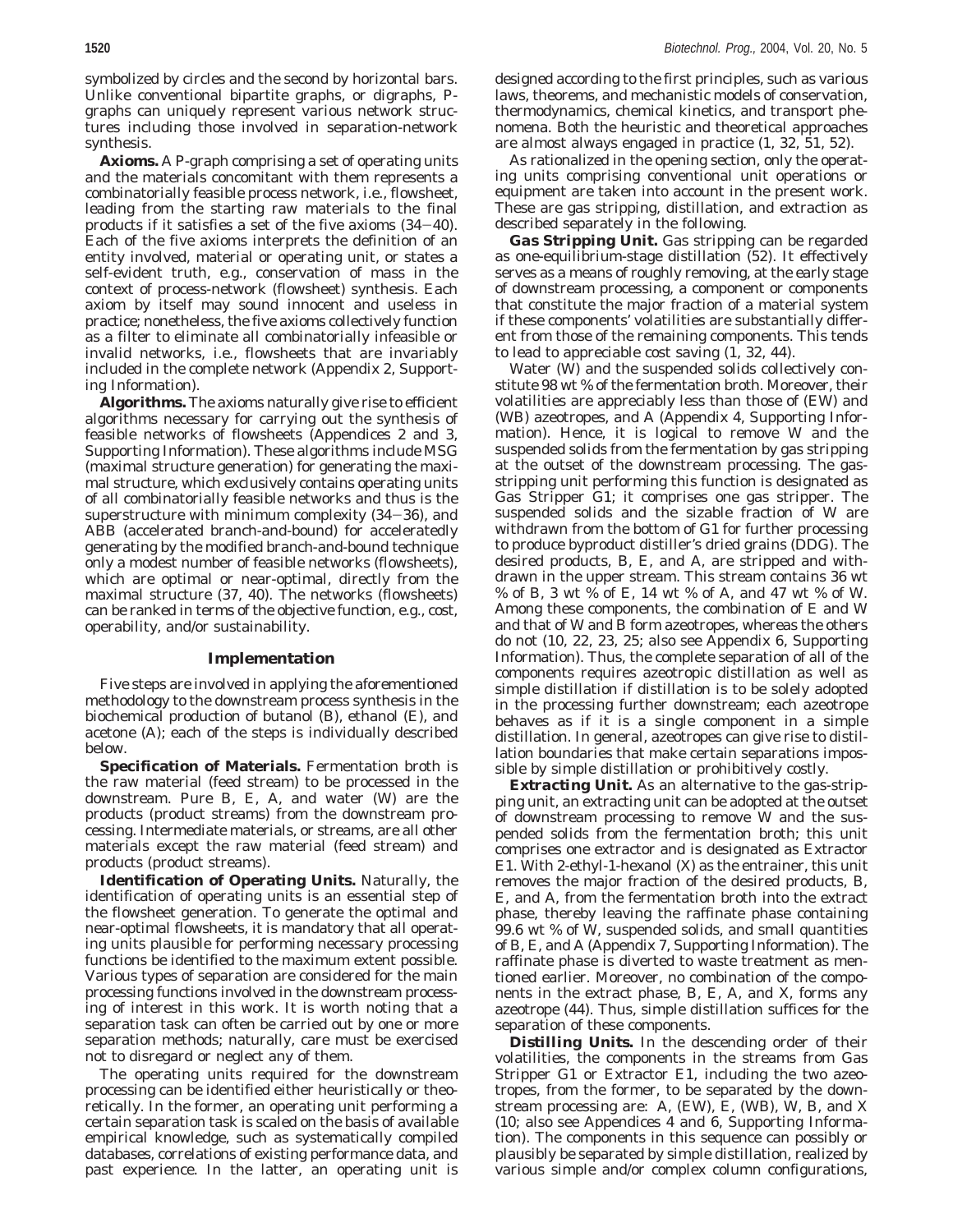symbolized by circles and the second by horizontal bars. Unlike conventional bipartite graphs, or digraphs, P-graphs can uniquely represent various network structures including those involved in separation-network synthesis.

**Axioms.** A P-graph comprising a set of operating units and the materials concomitant with them represents a combinatorially feasible process network, i.e., flowsheet, leading from the starting raw materials to the final products if it satisfies a set of the five axioms (34–40). Each of the five axioms interprets the definition of an entity involved, material or operating unit, or states a self-evident truth, e.g., conservation of mass in the context of process-network (flowsheet) synthesis. Each axiom by itself may sound innocent and useless in practice; nonetheless, the five axioms collectively function as a filter to eliminate all combinatorially infeasible or invalid networks, i.e., flowsheets that are invariably included in the complete network (Appendix 2, Supporting Information).

**Algorithms.** The axioms naturally give rise to efficient algorithms necessary for carrying out the synthesis of feasible networks of flowsheets (Appendices 2 and 3, Supporting Information). These algorithms include MSG (maximal structure generation) for generating the maximal structure, which exclusively contains operating units of all combinatorially feasible networks and thus is the superstructure with minimum complexity (34–36), and ABB (accelerated branch-and-bound) for acceleratedly generating by the modified branch-and-bound technique only a modest number of feasible networks (flowsheets), which are optimal or near-optimal, directly from the maximal structure (37, 40). The networks (flowsheets) can be ranked in terms of the objective function, e.g., cost, operability, and/or sustainability.

## Implementation

Five steps are involved in applying the aforementioned methodology to the downstream process synthesis in the biochemical production of butanol (B), ethanol (E), and acetone (A); each of the steps is individually described below.

**Specification of Materials.** Fermentation broth is the raw material (feed stream) to be processed in the downstream. Pure B, E, A, and water (W) are the products (product streams) from the downstream processing. Intermediate materials, or streams, are all other materials except the raw material (feed stream) and products (product streams).

**Identification of Operating Units.** Naturally, the identification of operating units is an essential step of the flowsheet generation. To generate the optimal and near-optimal flowsheets, it is mandatory that all operating units plausible for performing necessary processing functions be identified to the maximum extent possible. Various types of separation are considered for the main processing functions involved in the downstream processing of interest in this work. It is worth noting that a separation task can often be carried out by one or more separation methods; naturally, care must be exercised not to disregard or neglect any of them.

The operating units required for the downstream processing can be identified either heuristically or theoretically. In the former, an operating unit performing a certain separation task is scaled on the basis of available empirical knowledge, such as systematically compiled databases, correlations of existing performance data, and past experience. In the latter, an operating unit is designed according to the first principles, such as various laws, theorems, and mechanistic models of conservation, thermodynamics, chemical kinetics, and transport phenomena. Both the heuristic and theoretical approaches are almost always engaged in practice (1, 32, 51, 52).

As rationalized in the opening section, only the operating units comprising conventional unit operations or equipment are taken into account in the present work. These are gas stripping, distillation, and extraction as described separately in the following.

**Gas Stripping Unit.** Gas stripping can be regarded as one-equilibrium-stage distillation (52). It effectively serves as a means of roughly removing, at the early stage of downstream processing, a component or components that constitute the major fraction of a material system if these components' volatilities are substantially different from those of the remaining components. This tends to lead to appreciable cost saving (1, 32, 44).

Water (W) and the suspended solids collectively constitute 98 wt % of the fermentation broth. Moreover, their volatilities are appreciably less than those of (EW) and (WB) azeotropes, and A (Appendix 4, Supporting Information). Hence, it is logical to remove W and the suspended solids from the fermentation by gas stripping at the outset of the downstream processing. The gas-stripping unit performing this function is designated as Gas Stripper G1; it comprises one gas stripper. The suspended solids and the sizable fraction of W are withdrawn from the bottom of G1 for further processing to produce byproduct distiller's dried grains (DDG). The desired products, B, E, and A, are stripped and withdrawn in the upper stream. This stream contains 36 wt % of B, 3 wt % of E, 14 wt % of A, and 47 wt % of W. Among these components, the combination of E and W and that of W and B form azeotropes, whereas the others do not (10, 22, 23, 25; also see Appendix 6, Supporting Information). Thus, the complete separation of all of the components requires azeotropic distillation as well as simple distillation if distillation is to be solely adopted in the processing further downstream; each azeotrope behaves as if it is a single component in a simple distillation. In general, azeotropes can give rise to distillation boundaries that make certain separations impossible by simple distillation or prohibitively costly.

**Extracting Unit.** As an alternative to the gas-stripping unit, an extracting unit can be adopted at the outset of downstream processing to remove W and the suspended solids from the fermentation broth; this unit comprises one extractor and is designated as Extractor E1. With 2-ethyl-1-hexanol (X) as the entrainer, this unit removes the major fraction of the desired products, B, E, and A, from the fermentation broth into the extract phase, thereby leaving the raffinate phase containing 99.6 wt % of W, suspended solids, and small quantities of B, E, and A (Appendix 7, Supporting Information). The raffinate phase is diverted to waste treatment as mentioned earlier. Moreover, no combination of the components in the extract phase, B, E, A, and X, forms any azeotrope (44). Thus, simple distillation suffices for the separation of these components.

**Distilling Units.** In the descending order of their volatilities, the components in the streams from Gas Stripper G1 or Extractor E1, including the two azeotropes, from the former, to be separated by the downstream processing are: A, (EW), E, (WB), W, B, and X (10; also see Appendices 4 and 6, Supporting Information). The components in this sequence can possibly or plausibly be separated by simple distillation, realized by various simple and/or complex column configurations,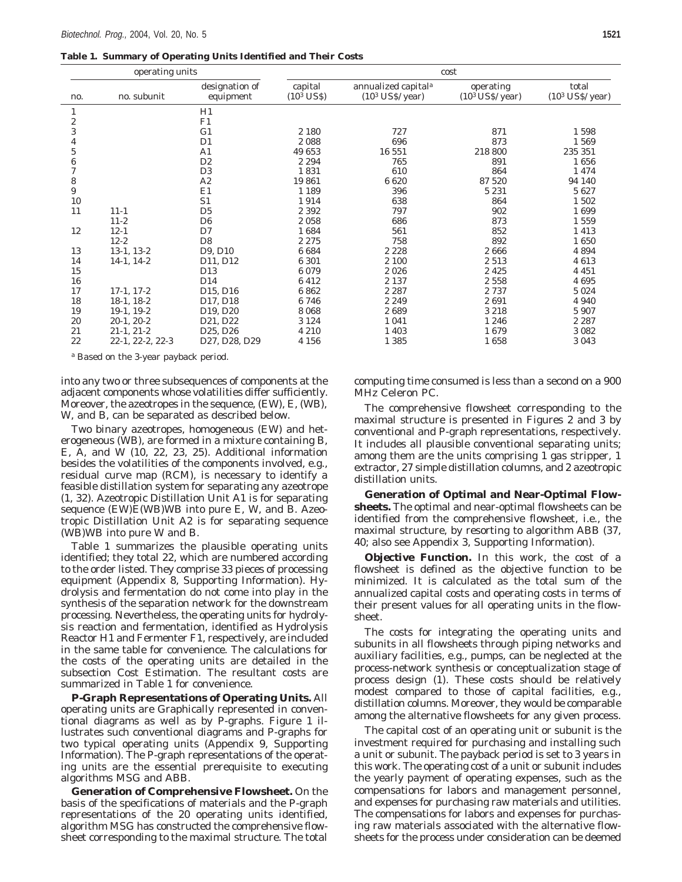**Table 1. Summary of Operating Units Identified and Their Costs**

| operating units | | | cost | | | |
|---|---|---|---|---|---|---|
| no. | no. subunit | designation of equipment | capital ($10^3$ US$) | annualized capital[a] ($10^3$ US$/year) | operating ($10^3$ US$/year) | total ($10^3$ US$/year) |
| 1 | | H1 | | | | |
| 2 | | F1 | | | | |
| 3 | | G1 | 2 180 | 727 | 871 | 1 598 |
| 4 | | D1 | 2 088 | 696 | 873 | 1 569 |
| 5 | | A1 | 49 653 | 16 551 | 218 800 | 235 351 |
| 6 | | D2 | 2 294 | 765 | 891 | 1 656 |
| 7 | | D3 | 1 831 | 610 | 864 | 1 474 |
| 8 | | A2 | 19 861 | 6 620 | 87 520 | 94 140 |
| 9 | | E1 | 1 189 | 396 | 5 231 | 5 627 |
| 10 | | S1 | 1 914 | 638 | 864 | 1 502 |
| 11 | 11-1 | D5 | 2 392 | 797 | 902 | 1 699 |
| | 11-2 | D6 | 2 058 | 686 | 873 | 1 559 |
| 12 | 12-1 | D7 | 1 684 | 561 | 852 | 1 413 |
| | 12-2 | D8 | 2 275 | 758 | 892 | 1 650 |
| 13 | 13-1, 13-2 | D9, D10 | 6 684 | 2 228 | 2 666 | 4 894 |
| 14 | 14-1, 14-2 | D11, D12 | 6 301 | 2 100 | 2 513 | 4 613 |
| 15 | | D13 | 6 079 | 2 026 | 2 425 | 4 451 |
| 16 | | D14 | 6 412 | 2 137 | 2 558 | 4 695 |
| 17 | 17-1, 17-2 | D15, D16 | 6 862 | 2 287 | 2 737 | 5 024 |
| 18 | 18-1, 18-2 | D17, D18 | 6 746 | 2 249 | 2 691 | 4 940 |
| 19 | 19-1, 19-2 | D19, D20 | 8 068 | 2 689 | 3 218 | 5 907 |
| 20 | 20-1, 20-2 | D21, D22 | 3 124 | 1 041 | 1 246 | 2 287 |
| 21 | 21-1, 21-2 | D25, D26 | 4 210 | 1 403 | 1 679 | 3 082 |
| 22 | 22-1, 22-2, 22-3 | D27, D28, D29 | 4 156 | 1 385 | 1 658 | 3 043 |

[a] Based on the 3-year payback period.

into any two or three subsequences of components at the adjacent components whose volatilities differ sufficiently. Moreover, the azeotropes in the sequence, (EW), E, (WB), W, and B, can be separated as described below.

Two binary azeotropes, homogeneous (EW) and heterogeneous (WB), are formed in a mixture containing B, E, A, and W (10, 22, 23, 25). Additional information besides the volatilities of the components involved, e.g., residual curve map (RCM), is necessary to identify a feasible distillation system for separating any azeotrope (1, 32). Azeotropic Distillation Unit A1 is for separating sequence (EW)E(WB)WB into pure E, W, and B. Azeotropic Distillation Unit A2 is for separating sequence (WB)WB into pure W and B.

Table 1 summarizes the plausible operating units identified; they total 22, which are numbered according to the order listed. They comprise 33 pieces of processing equipment (Appendix 8, Supporting Information). Hydrolysis and fermentation do not come into play in the synthesis of the separation network for the downstream processing. Nevertheless, the operating units for hydrolysis reaction and fermentation, identified as Hydrolysis Reactor H1 and Fermenter F1, respectively, are included in the same table for convenience. The calculations for the costs of the operating units are detailed in the subsection Cost Estimation. The resultant costs are summarized in Table 1 for convenience.

**P-Graph Representations of Operating Units.** All operating units are Graphically represented in conventional diagrams as well as by P-graphs. Figure 1 illustrates such conventional diagrams and P-graphs for two typical operating units (Appendix 9, Supporting Information). The P-graph representations of the operating units are the essential prerequisite to executing algorithms MSG and ABB.

**Generation of Comprehensive Flowsheet.** On the basis of the specifications of materials and the P-graph representations of the 20 operating units identified, algorithm MSG has constructed the comprehensive flowsheet corresponding to the maximal structure. The total computing time consumed is less than a second on a 900 MHz Celeron PC.

The comprehensive flowsheet corresponding to the maximal structure is presented in Figures 2 and 3 by conventional and P-graph representations, respectively. It includes all plausible conventional separating units; among them are the units comprising 1 gas stripper, 1 extractor, 27 simple distillation columns, and 2 azeotropic distillation units.

**Generation of Optimal and Near-Optimal Flowsheets.** The optimal and near-optimal flowsheets can be identified from the comprehensive flowsheet, i.e., the maximal structure, by resorting to algorithm ABB (37, 40; also see Appendix 3, Supporting Information).

**Objective Function.** In this work, the cost of a flowsheet is defined as the objective function to be minimized. It is calculated as the total sum of the annualized capital costs and operating costs in terms of their present values for all operating units in the flowsheet.

The costs for integrating the operating units and subunits in all flowsheets through piping networks and auxiliary facilities, e.g., pumps, can be neglected at the process-network synthesis or conceptualization stage of process design (1). These costs should be relatively modest compared to those of capital facilities, e.g., distillation columns. Moreover, they would be comparable among the alternative flowsheets for any given process.

The capital cost of an operating unit or subunit is the investment required for purchasing and installing such a unit or subunit. The payback period is set to 3 years in this work. The operating cost of a unit or subunit includes the yearly payment of operating expenses, such as the compensations for labors and management personnel, and expenses for purchasing raw materials and utilities. The compensations for labors and expenses for purchasing raw materials associated with the alternative flowsheets for the process under consideration can be deemed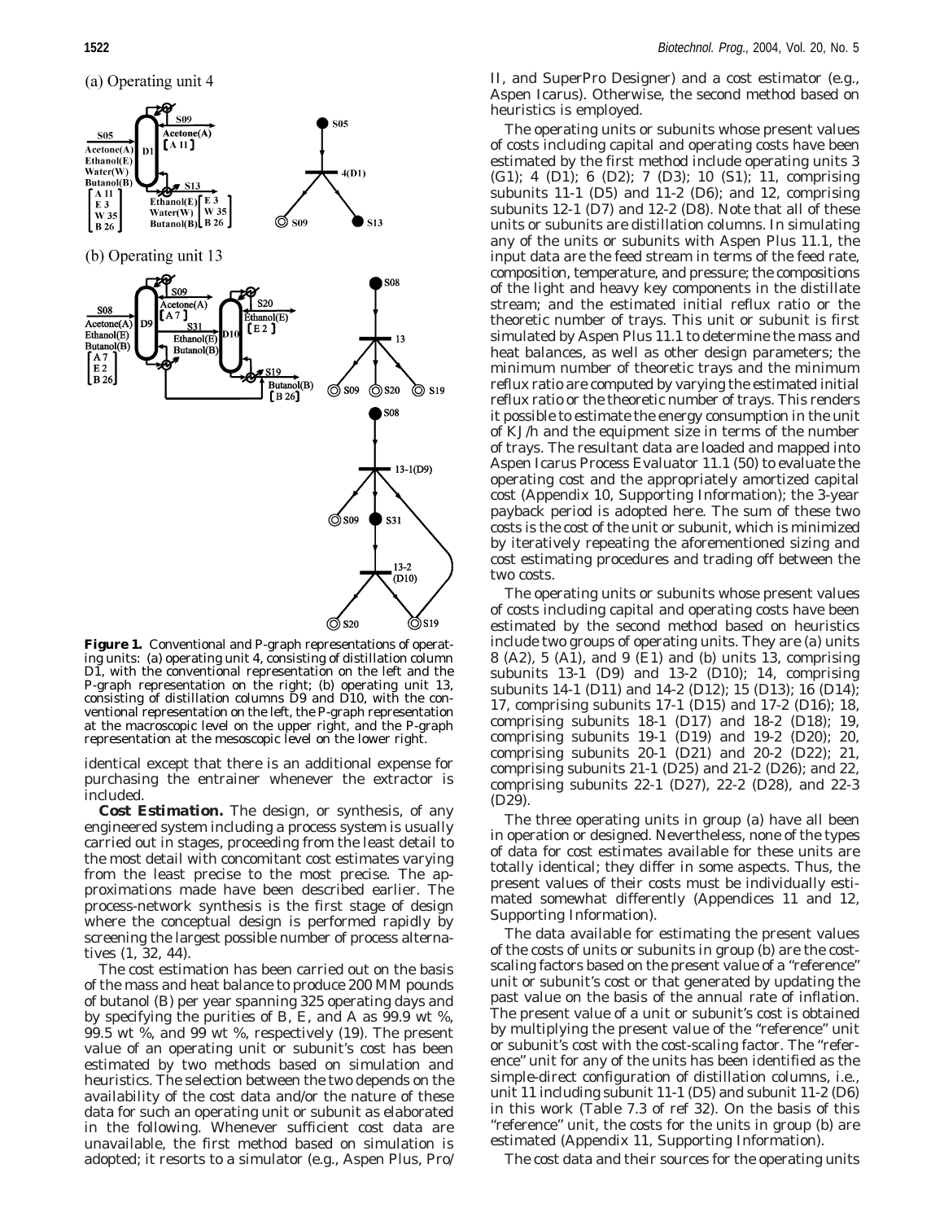(a) Operating unit 4

(b) Operating unit 13

**Figure 1.** Conventional and P-graph representations of operating units: (a) operating unit 4, consisting of distillation column D1, with the conventional representation on the left and the P-graph representation on the right; (b) operating unit 13, consisting of distillation columns D9 and D10, with the conventional representation on the left, the P-graph representation at the macroscopic level on the upper right, and the P-graph representation at the mesoscopic level on the lower right.

identical except that there is an additional expense for purchasing the entrainer whenever the extractor is included.

**Cost Estimation.** The design, or synthesis, of any engineered system including a process system is usually carried out in stages, proceeding from the least detail to the most detail with concomitant cost estimates varying from the least precise to the most precise. The approximations made have been described earlier. The process-network synthesis is the first stage of design where the conceptual design is performed rapidly by screening the largest possible number of process alternatives (1, 32, 44).

The cost estimation has been carried out on the basis of the mass and heat balance to produce 200 MM pounds of butanol (B) per year spanning 325 operating days and by specifying the purities of B, E, and A as 99.9 wt %, 99.5 wt %, and 99 wt %, respectively (19). The present value of an operating unit or subunit's cost has been estimated by two methods based on simulation and heuristics. The selection between the two depends on the availability of the cost data and/or the nature of these data for such an operating unit or subunit as elaborated in the following. Whenever sufficient cost data are unavailable, the first method based on simulation is adopted; it resorts to a simulator (e.g., Aspen Plus, Pro/II, and SuperPro Designer) and a cost estimator (e.g., Aspen Icarus). Otherwise, the second method based on heuristics is employed.

The operating units or subunits whose present values of costs including capital and operating costs have been estimated by the first method include operating units 3 (G1); 4 (D1); 6 (D2); 7 (D3); 10 (S1); 11, comprising subunits 11-1 (D5) and 11-2 (D6); and 12, comprising subunits 12-1 (D7) and 12-2 (D8). Note that all of these units or subunits are distillation columns. In simulating any of the units or subunits with Aspen Plus 11.1, the input data are the feed stream in terms of the feed rate, composition, temperature, and pressure; the compositions of the light and heavy key components in the distillate stream; and the estimated initial reflux ratio or the theoretic number of trays. This unit or subunit is first simulated by Aspen Plus 11.1 to determine the mass and heat balances, as well as other design parameters; the minimum number of theoretic trays and the minimum reflux ratio are computed by varying the estimated initial reflux ratio or the theoretic number of trays. This renders it possible to estimate the energy consumption in the unit of KJ/h and the equipment size in terms of the number of trays. The resultant data are loaded and mapped into Aspen Icarus Process Evaluator 11.1 (50) to evaluate the operating cost and the appropriately amortized capital cost (Appendix 10, Supporting Information); the 3-year payback period is adopted here. The sum of these two costs is the cost of the unit or subunit, which is minimized by iteratively repeating the aforementioned sizing and cost estimating procedures and trading off between the two costs.

The operating units or subunits whose present values of costs including capital and operating costs have been estimated by the second method based on heuristics include two groups of operating units. They are (a) units 8 (A2), 5 (A1), and 9 (E1) and (b) units 13, comprising subunits 13-1 (D9) and 13-2 (D10); 14, comprising subunits 14-1 (D11) and 14-2 (D12); 15 (D13); 16 (D14); 17, comprising subunits 17-1 (D15) and 17-2 (D16); 18, comprising subunits 18-1 (D17) and 18-2 (D18); 19, comprising subunits 19-1 (D19) and 19-2 (D20); 20, comprising subunits 20-1 (D21) and 20-2 (D22); 21, comprising subunits 21-1 (D25) and 21-2 (D26); and 22, comprising subunits 22-1 (D27), 22-2 (D28), and 22-3 (D29).

The three operating units in group (a) have all been in operation or designed. Nevertheless, none of the types of data for cost estimates available for these units are totally identical; they differ in some aspects. Thus, the present values of their costs must be individually estimated somewhat differently (Appendices 11 and 12, Supporting Information).

The data available for estimating the present values of the costs of units or subunits in group (b) are the cost-scaling factors based on the present value of a "reference" unit or subunit's cost or that generated by updating the past value on the basis of the annual rate of inflation. The present value of a unit or subunit's cost is obtained by multiplying the present value of the "reference" unit or subunit's cost with the cost-scaling factor. The "reference" unit for any of the units has been identified as the simple-direct configuration of distillation columns, i.e., unit 11 including subunit 11-1 (D5) and subunit 11-2 (D6) in this work (Table 7.3 of ref 32). On the basis of this "reference" unit, the costs for the units in group (b) are estimated (Appendix 11, Supporting Information).

The cost data and their sources for the operating units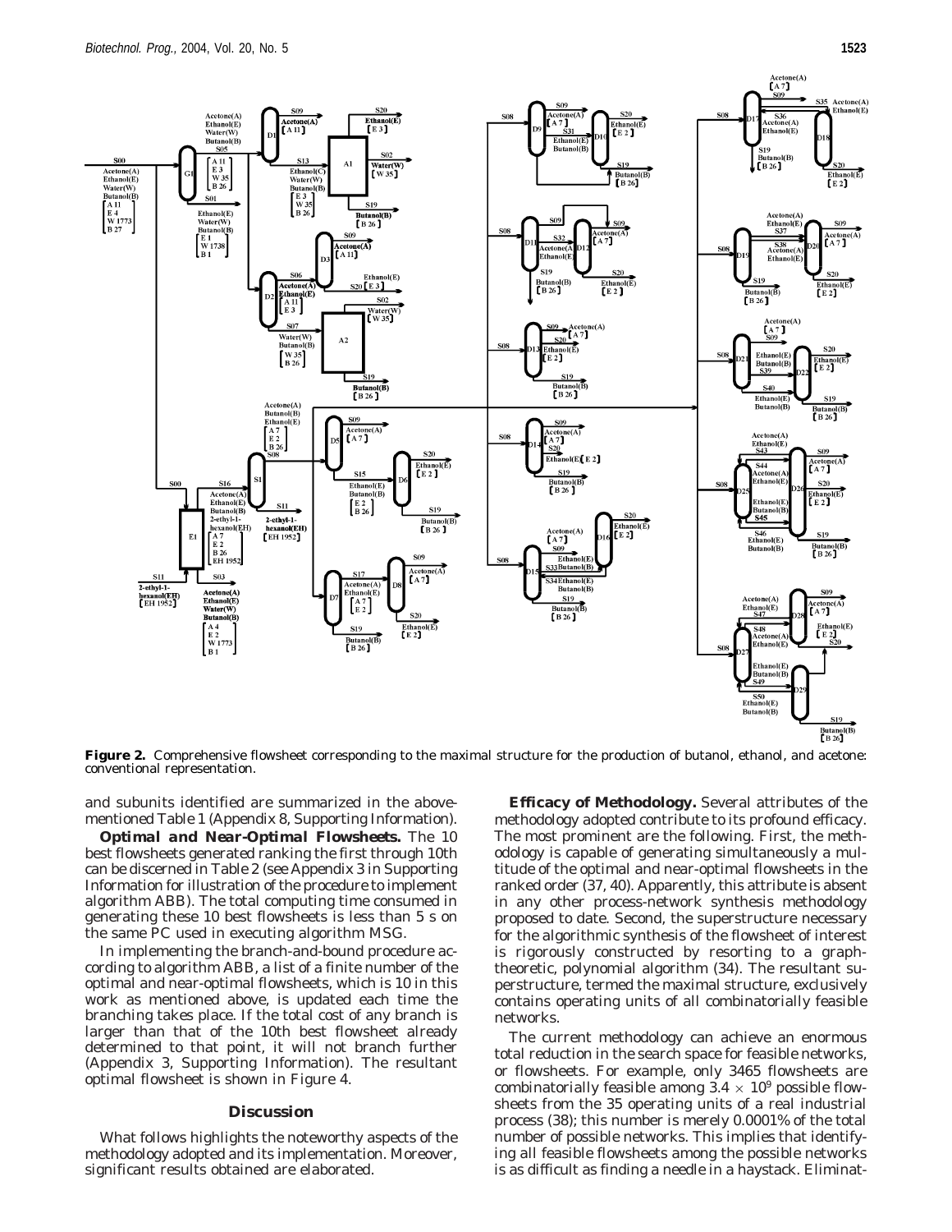**Figure 2.** Comprehensive flowsheet corresponding to the maximal structure for the production of butanol, ethanol, and acetone: conventional representation.

and subunits identified are summarized in the above-mentioned Table 1 (Appendix 8, Supporting Information).

***Optimal and Near-Optimal Flowsheets.*** The 10 best flowsheets generated ranking the first through 10th can be discerned in Table 2 (see Appendix 3 in Supporting Information for illustration of the procedure to implement algorithm ABB). The total computing time consumed in generating these 10 best flowsheets is less than 5 s on the same PC used in executing algorithm MSG.

In implementing the branch-and-bound procedure according to algorithm ABB, a list of a finite number of the optimal and near-optimal flowsheets, which is 10 in this work as mentioned above, is updated each time the branching takes place. If the total cost of any branch is larger than that of the 10th best flowsheet already determined to that point, it will not branch further (Appendix 3, Supporting Information). The resultant optimal flowsheet is shown in Figure 4.

## Discussion

What follows highlights the noteworthy aspects of the methodology adopted and its implementation. Moreover, significant results obtained are elaborated.

**Efficacy of Methodology.** Several attributes of the methodology adopted contribute to its profound efficacy. The most prominent are the following. First, the methodology is capable of generating simultaneously a multitude of the optimal and near-optimal flowsheets in the ranked order (37, 40). Apparently, this attribute is absent in any other process-network synthesis methodology proposed to date. Second, the superstructure necessary for the algorithmic synthesis of the flowsheet of interest is rigorously constructed by resorting to a graph-theoretic, polynomial algorithm (34). The resultant superstructure, termed the maximal structure, exclusively contains operating units of all combinatorially feasible networks.

The current methodology can achieve an enormous total reduction in the search space for feasible networks, or flowsheets. For example, only 3465 flowsheets are combinatorially feasible among $3.4 \times 10^9$ possible flowsheets from the 35 operating units of a real industrial process (38); this number is merely 0.0001% of the total number of possible networks. This implies that identifying all feasible flowsheets among the possible networks is as difficult as finding a needle in a haystack. Eliminat-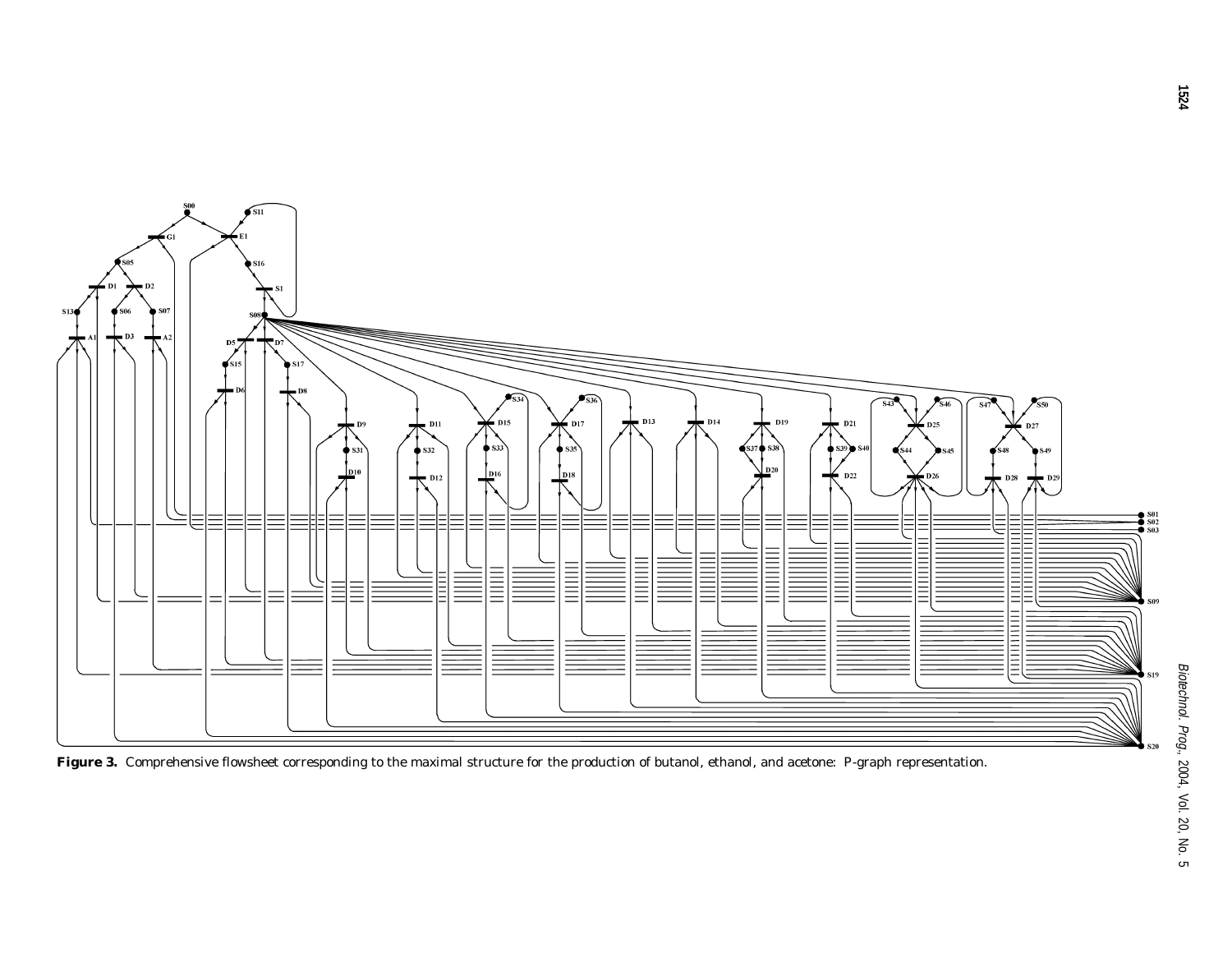**Figure 3.** Comprehensive flowsheet corresponding to the maximal structure for the production of butanol, ethanol, and acetone: P-graph representation.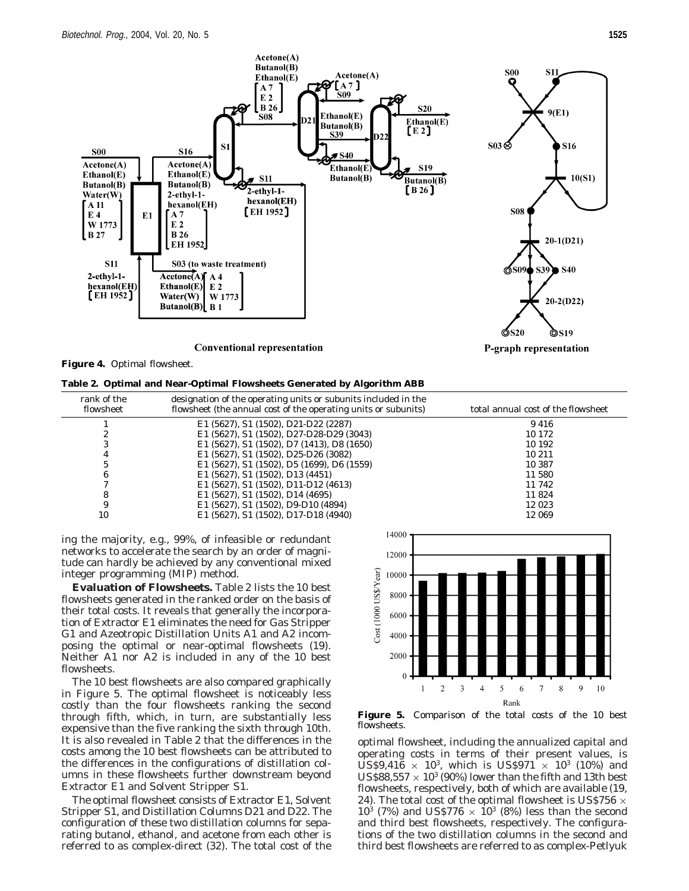**Figure 4.** Optimal flowsheet.

**Table 2. Optimal and Near-Optimal Flowsheets Generated by Algorithm ABB**

| rank of the flowsheet | designation of the operating units or subunits included in the flowsheet (the annual cost of the operating units or subunits) | total annual cost of the flowsheet |
|---|---|---|
| 1 | E1 (5627), S1 (1502), D21-D22 (2287) | 9 416 |
| 2 | E1 (5627), S1 (1502), D27-D28-D29 (3043) | 10 172 |
| 3 | E1 (5627), S1 (1502), D7 (1413), D8 (1650) | 10 192 |
| 4 | E1 (5627), S1 (1502), D25-D26 (3082) | 10 211 |
| 5 | E1 (5627), S1 (1502), D5 (1699), D6 (1559) | 10 387 |
| 6 | E1 (5627), S1 (1502), D13 (4451) | 11 580 |
| 7 | E1 (5627), S1 (1502), D11-D12 (4613) | 11 742 |
| 8 | E1 (5627), S1 (1502), D14 (4695) | 11 824 |
| 9 | E1 (5627), S1 (1502), D9-D10 (4894) | 12 023 |
| 10 | E1 (5627), S1 (1502), D17-D18 (4940) | 12 069 |

ing the majority, e.g., 99%, of infeasible or redundant networks to accelerate the search by an order of magnitude can hardly be achieved by any conventional mixed integer programming (MIP) method.

**Evaluation of Flowsheets.** Table 2 lists the 10 best flowsheets generated in the ranked order on the basis of their total costs. It reveals that generally the incorporation of Extractor E1 eliminates the need for Gas Stripper G1 and Azeotropic Distillation Units A1 and A2 incomposing the optimal or near-optimal flowsheets (19). Neither A1 nor A2 is included in any of the 10 best flowsheets.

The 10 best flowsheets are also compared graphically in Figure 5. The optimal flowsheet is noticeably less costly than the four flowsheets ranking the second through fifth, which, in turn, are substantially less expensive than the five ranking the sixth through 10th. It is also revealed in Table 2 that the differences in the costs among the 10 best flowsheets can be attributed to the differences in the configurations of distillation columns in these flowsheets further downstream beyond Extractor E1 and Solvent Stripper S1.

The optimal flowsheet consists of Extractor E1, Solvent Stripper S1, and Distillation Columns D21 and D22. The configuration of these two distillation columns for separating butanol, ethanol, and acetone from each other is referred to as complex-direct (32). The total cost of the

**Figure 5.** Comparison of the total costs of the 10 best flowsheets.

optimal flowsheet, including the annualized capital and operating costs in terms of their present values, is US$9,416 $\times$ $10^3$, which is US$971 $\times$ $10^3$ (10%) and US$88,557 $\times$ $10^3$ (90%) lower than the fifth and 13th best flowsheets, respectively, both of which are available (19, 24). The total cost of the optimal flowsheet is US$756 $\times$ $10^3$ (7%) and US$776 $\times$ $10^3$ (8%) less than the second and third best flowsheets, respectively. The configurations of the two distillation columns in the second and third best flowsheets are referred to as complex-Petlyuk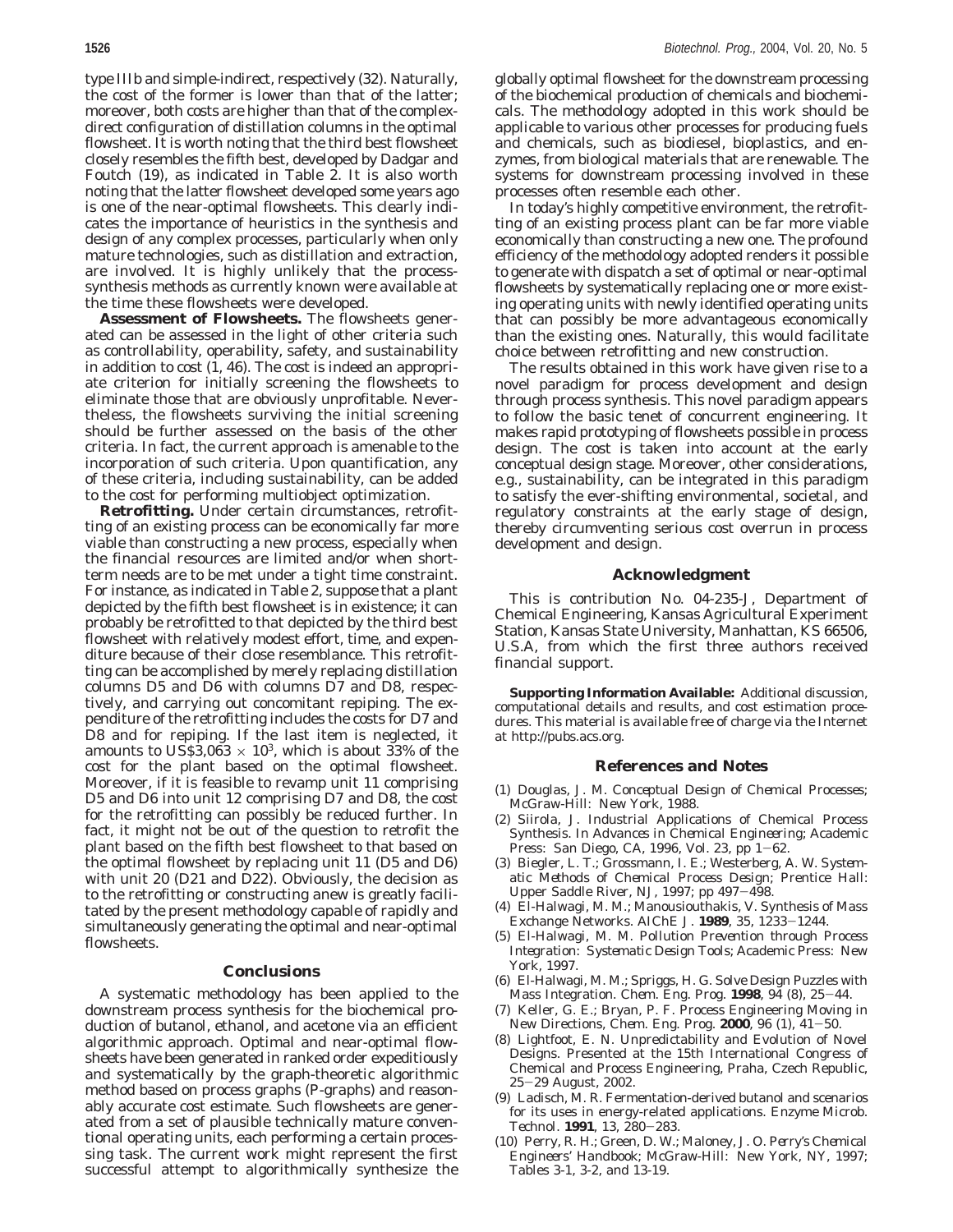type IIIb and simple-indirect, respectively (32). Naturally, the cost of the former is lower than that of the latter; moreover, both costs are higher than that of the complex-direct configuration of distillation columns in the optimal flowsheet. It is worth noting that the third best flowsheet closely resembles the fifth best, developed by Dadgar and Foutch (19), as indicated in Table 2. It is also worth noting that the latter flowsheet developed some years ago is one of the near-optimal flowsheets. This clearly indicates the importance of heuristics in the synthesis and design of any complex processes, particularly when only mature technologies, such as distillation and extraction, are involved. It is highly unlikely that the process-synthesis methods as currently known were available at the time these flowsheets were developed.

**Assessment of Flowsheets.** The flowsheets generated can be assessed in the light of other criteria such as controllability, operability, safety, and sustainability in addition to cost (1, 46). The cost is indeed an appropriate criterion for initially screening the flowsheets to eliminate those that are obviously unprofitable. Nevertheless, the flowsheets surviving the initial screening should be further assessed on the basis of the other criteria. In fact, the current approach is amenable to the incorporation of such criteria. Upon quantification, any of these criteria, including sustainability, can be added to the cost for performing multiobject optimization.

**Retrofitting.** Under certain circumstances, retrofitting of an existing process can be economically far more viable than constructing a new process, especially when the financial resources are limited and/or when short-term needs are to be met under a tight time constraint. For instance, as indicated in Table 2, suppose that a plant depicted by the fifth best flowsheet is in existence; it can probably be retrofitted to that depicted by the third best flowsheet with relatively modest effort, time, and expenditure because of their close resemblance. This retrofitting can be accomplished by merely replacing distillation columns D5 and D6 with columns D7 and D8, respectively, and carrying out concomitant repiping. The expenditure of the retrofitting includes the costs for D7 and D8 and for repiping. If the last item is neglected, it amounts to US$3,063 $\times$ $10^3$, which is about 33% of the cost for the plant based on the optimal flowsheet. Moreover, if it is feasible to revamp unit 11 comprising D5 and D6 into unit 12 comprising D7 and D8, the cost for the retrofitting can possibly be reduced further. In fact, it might not be out of the question to retrofit the plant based on the fifth best flowsheet to that based on the optimal flowsheet by replacing unit 11 (D5 and D6) with unit 20 (D21 and D22). Obviously, the decision as to the retrofitting or constructing anew is greatly facilitated by the present methodology capable of rapidly and simultaneously generating the optimal and near-optimal flowsheets.

## Conclusions

A systematic methodology has been applied to the downstream process synthesis for the biochemical production of butanol, ethanol, and acetone via an efficient algorithmic approach. Optimal and near-optimal flowsheets have been generated in ranked order expeditiously and systematically by the graph-theoretic algorithmic method based on process graphs (P-graphs) and reasonably accurate cost estimate. Such flowsheets are generated from a set of plausible technically mature conventional operating units, each performing a certain processing task. The current work might represent the first successful attempt to algorithmically synthesize the globally optimal flowsheet for the downstream processing of the biochemical production of chemicals and biochemicals. The methodology adopted in this work should be applicable to various other processes for producing fuels and chemicals, such as biodiesel, bioplastics, and enzymes, from biological materials that are renewable. The systems for downstream processing involved in these processes often resemble each other.

In today's highly competitive environment, the retrofitting of an existing process plant can be far more viable economically than constructing a new one. The profound efficiency of the methodology adopted renders it possible to generate with dispatch a set of optimal or near-optimal flowsheets by systematically replacing one or more existing operating units with newly identified operating units that can possibly be more advantageous economically than the existing ones. Naturally, this would facilitate choice between retrofitting and new construction.

The results obtained in this work have given rise to a novel paradigm for process development and design through process synthesis. This novel paradigm appears to follow the basic tenet of concurrent engineering. It makes rapid prototyping of flowsheets possible in process design. The cost is taken into account at the early conceptual design stage. Moreover, other considerations, e.g., sustainability, can be integrated in this paradigm to satisfy the ever-shifting environmental, societal, and regulatory constraints at the early stage of design, thereby circumventing serious cost overrun in process development and design.

## Acknowledgment

This is contribution No. 04-235-J, Department of Chemical Engineering, Kansas Agricultural Experiment Station, Kansas State University, Manhattan, KS 66506, U.S.A, from which the first three authors received financial support.

**Supporting Information Available:** Additional discussion, computational details and results, and cost estimation procedures. This material is available free of charge via the Internet at http://pubs.acs.org.

## References and Notes

(1) Douglas, J. M. *Conceptual Design of Chemical Processes*; McGraw-Hill: New York, 1988.

(2) Siirola, J. Industrial Applications of Chemical Process Synthesis. In *Advances in Chemical Engineering*; Academic Press: San Diego, CA, 1996, Vol. 23, pp 1–62.

(3) Biegler, L. T.; Grossmann, I. E.; Westerberg, A. W. *Systematic Methods of Chemical Process Design*; Prentice Hall: Upper Saddle River, NJ, 1997; pp 497–498.

(4) El-Halwagi, M. M.; Manousiouthakis, V. Synthesis of Mass Exchange Networks. *AIChE J.* **1989**, *35*, 1233–1244.

(5) El-Halwagi, M. M. *Pollution Prevention through Process Integration: Systematic Design Tools*; Academic Press: New York, 1997.

(6) El-Halwagi, M. M.; Spriggs, H. G. Solve Design Puzzles with Mass Integration. *Chem. Eng. Prog.* **1998**, *94* (8), 25–44.

(7) Keller, G. E.; Bryan, P. F. Process Engineering Moving in New Directions, *Chem. Eng. Prog.* **2000**, *96* (1), 41–50.

(8) Lightfoot, E. N. Unpredictability and Evolution of Novel Designs. Presented at the 15th International Congress of Chemical and Process Engineering, Praha, Czech Republic, 25–29 August, 2002.

(9) Ladisch, M. R. Fermentation-derived butanol and scenarios for its uses in energy-related applications. *Enzyme Microb. Technol.* **1991**, *13*, 280–283.

(10) Perry, R. H.; Green, D. W.; Maloney, J. O. *Perry's Chemical Engineers' Handbook*; McGraw-Hill: New York, NY, 1997; Tables 3-1, 3-2, and 13-19.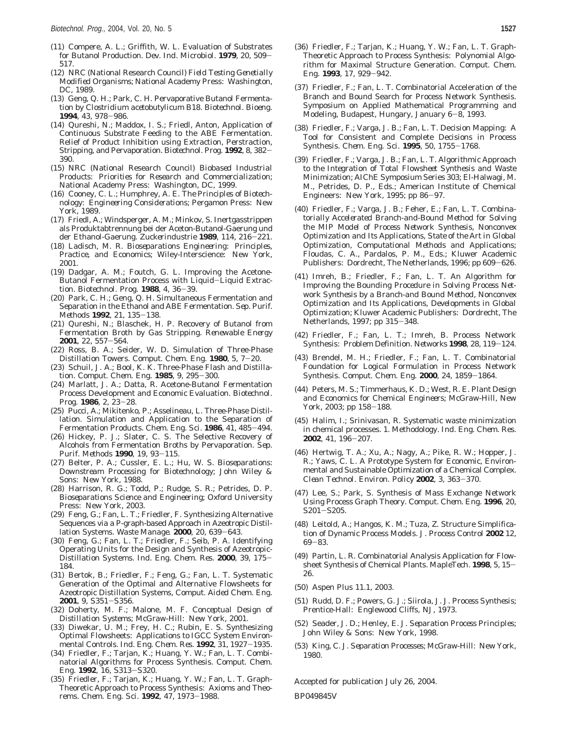(11) Compere, A. L.; Griffith, W. L. Evaluation of Substrates for Butanol Production. *Dev. Ind. Microbiol.* **1979**, 20, 509–517.

(12) NRC (National Research Council) *Field Testing Genetially Modified Organisms*; National Academy Press: Washington, DC, 1989.

(13) Geng, Q. H.; Park, C. H. Pervaporative Butanol Fermentation by *Clostridium acetobutylicum* B18. *Biotechnol. Bioeng.* **1994**, 43, 978–986.

(14) Qureshi, N.; Maddox, I. S.; Friedl, Anton, Application of Continuous Substrate Feeding to the ABE Fermentation. Relief of Product Inhibition using Extraction, Perstraction, Stripping, and Pervaporation. *Biotechnol. Prog.* **1992**, 8, 382–390.

(15) NRC (National Research Council) *Biobased Industrial Products: Priorities for Research and Commercialization*; National Academy Press: Washington, DC, 1999.

(16) Cooney, C. L.; Humphrey, A. E. *The Principles of Biotechnology: Engineering Considerations*; Pergamon Press: New York, 1989.

(17) Friedl, A.; Windsperger, A. M.; Minkov, S. Inertgasstrippen als Produktabtrennung bei der Aceton-Butanol-Gaerung und der Ethanol-Gaerung. *Zuckerindustrie* **1989**, 114, 216–221.

(18) Ladisch, M. R. *Bioseparations Engineering: Principles, Practice, and Economics*; Wiley-Interscience: New York, 2001.

(19) Dadgar, A. M.; Foutch, G. L. Improving the Acetone-Butanol Fermentation Process with Liquid–Liquid Extraction. *Biotechnol. Prog.* **1988**, 4, 36–39.

(20) Park, C. H.; Geng, Q. H. Simultaneous Fermentation and Separation in the Ethanol and ABE Fermentation. *Sep. Purif. Methods* **1992**, 21, 135–138.

(21) Qureshi, N.; Blaschek, H. P. Recovery of Butanol from Fermentation Broth by Gas Stripping. *Renewable Energy* **2001**, 22, 557–564.

(22) Ross, B. A.; Seider, W. D. Simulation of Three-Phase Distillation Towers. *Comput. Chem. Eng.* **1980**, 5, 7–20.

(23) Schuil, J. A.; Bool, K. K. Three-Phase Flash and Distillation. *Comput. Chem. Eng.* **1985**, 9, 295–300.

(24) Marlatt, J. A.; Datta, R. Acetone-Butanol Fermentation Process Development and Economic Evaluation. *Biotechnol. Prog.* **1986**, 2, 23–28.

(25) Pucci, A.; Mikitenko, P.; Asselineau, L. Three-Phase Distillation. Simulation and Application to the Separation of Fermentation Products. *Chem. Eng. Sci.* **1986**, 41, 485–494.

(26) Hickey, P. J.; Slater, C. S. The Selective Recovery of Alcohols from Fermentation Broths by Pervaporation. *Sep. Purif. Methods* **1990**, 19, 93–115.

(27) Belter, P. A.; Cussler, E. L.; Hu, W. S. *Bioseparations: Downstream Processing for Biotechnology*; John Wiley & Sons: New York, 1988.

(28) Harrison, R. G.; Todd, P.; Rudge, S. R.; Petrides, D. P. *Bioseparations Science and Engineering*; Oxford University Press: New York, 2003.

(29) Feng, G.; Fan, L. T.; Friedler, F. Synthesizing Alternative Sequences via a P-graph-based Approach in Azeotropic Distillation Systems. *Waste Manage.* **2000**, 20, 639–643.

(30) Feng, G.; Fan, L. T.; Friedler, F.; Seib, P. A. Identifying Operating Units for the Design and Synthesis of Azeotropic-Distillation Systems. *Ind. Eng. Chem. Res.* **2000**, 39, 175–184.

(31) Bertok, B.; Friedler, F.; Feng, G.; Fan, L. T. Systematic Generation of the Optimal and Alternative Flowsheets for Azeotropic Distillation Systems, *Comput. Aided Chem. Eng.* **2001**, 9, S351–S356.

(32) Doherty, M. F.; Malone, M. F. *Conceptual Design of Distillation Systems*; McGraw-Hill: New York, 2001.

(33) Diwekar, U. M.; Frey, H. C.; Rubin, E. S. Synthesizing Optimal Flowsheets: Applications to IGCC System Environmental Controls. *Ind. Eng. Chem. Res.* **1992**, 31, 1927–1935.

(34) Friedler, F.; Tarjan, K.; Huang, Y. W.; Fan, L. T. Combinatorial Algorithms for Process Synthesis. *Comput. Chem. Eng.* **1992**, 16, S313–S320.

(35) Friedler, F.; Tarjan, K.; Huang, Y. W.; Fan, L. T. Graph-Theoretic Approach to Process Synthesis: Axioms and Theorems. *Chem. Eng. Sci.* **1992**, 47, 1973–1988.

(36) Friedler, F.; Tarjan, K.; Huang, Y. W.; Fan, L. T. Graph-Theoretic Approach to Process Synthesis: Polynomial Algorithm for Maximal Structure Generation. *Comput. Chem. Eng.* **1993**, 17, 929–942.

(37) Friedler, F.; Fan, L. T. Combinatorial Acceleration of the Branch and Bound Search for Process Network Synthesis. Symposium on Applied Mathematical Programming and Modeling, Budapest, Hungary, January 6–8, 1993.

(38) Friedler, F.; Varga, J. B.; Fan, L. T. Decision Mapping: A Tool for Consistent and Complete Decisions in Process Synthesis. *Chem. Eng. Sci.* **1995**, 50, 1755–1768.

(39) Friedler, F.; Varga, J. B.; Fan, L. T. Algorithmic Approach to the Integration of Total Flowsheet Synthesis and Waste Minimization; AIChE Symposium Series 303; El-Halwagi, M. M., Petrides, D. P., Eds.; American Institute of Chemical Engineers: New York, 1995; pp 86–97.

(40) Friedler, F.; Varga, J. B.; Feher, E.; Fan, L. T. Combinatorially Accelerated Branch-and-Bound Method for Solving the MIP Model of Process Network Synthesis, *Nonconvex Optimization and Its Applications, State of the Art in Global Optimization, Computational Methods and Applications*; Floudas, C. A., Pardalos, P. M., Eds.; Kluwer Academic Publishers: Dordrecht, The Netherlands, 1996; pp 609–626.

(41) Imreh, B.; Friedler, F.; Fan, L. T. An Algorithm for Improving the Bounding Procedure in Solving Process Network Synthesis by a Branch-and Bound Method, *Nonconvex Optimization and Its Applications, Developments in Global Optimization*; Kluwer Academic Publishers: Dordrecht, The Netherlands, 1997; pp 315–348.

(42) Friedler, F.; Fan, L. T.; Imreh, B. Process Network Synthesis: Problem Definition. *Networks* **1998**, 28, 119–124.

(43) Brendel, M. H.; Friedler, F.; Fan, L. T. Combinatorial Foundation for Logical Formulation in Process Network Synthesis. *Comput. Chem. Eng.* **2000**, 24, 1859–1864.

(44) Peters, M. S.; Timmerhaus, K. D.; West, R. E. *Plant Design and Economics for Chemical Engineers*; McGraw-Hill, New York, 2003; pp 158–188.

(45) Halim, I.; Srinivasan, R. Systematic waste minimization in chemical processes. 1. Methodology. *Ind. Eng. Chem. Res.* **2002**, 41, 196–207.

(46) Hertwig, T. A.; Xu, A.; Nagy, A.; Pike, R. W.; Hopper, J. R.; Yaws, C. L. A Prototype System for Economic, Environmental and Sustainable Optimization of a Chemical Complex. *Clean Technol. Environ. Policy* **2002**, 3, 363–370.

(47) Lee, S.; Park, S. Synthesis of Mass Exchange Network Using Process Graph Theory. *Comput. Chem. Eng.* **1996**, 20, S201–S205.

(48) Leitold, A.; Hangos, K. M.; Tuza, Z. Structure Simplification of Dynamic Process Models. *J. Process Control* **2002** 12, 69–83.

(49) Partin, L. R. Combinatorial Analysis Application for Flowsheet Synthesis of Chemical Plants. *MapleTech.* **1998**, 5, 15–26.

(50) Aspen Plus 11.1, 2003.

(51) Rudd, D. F.; Powers, G. J.; Siirola, J. J. *Process Synthesis*; Prentice-Hall: Englewood Cliffs, NJ, 1973.

(52) Seader, J. D.; Henley, E. J. *Separation Process Principles*; John Wiley & Sons: New York, 1998.

(53) King, C. J. *Separation Processes*; McGraw-Hill: New York, 1980.

*Accepted for publication July 26, 2004.*

BP049845V